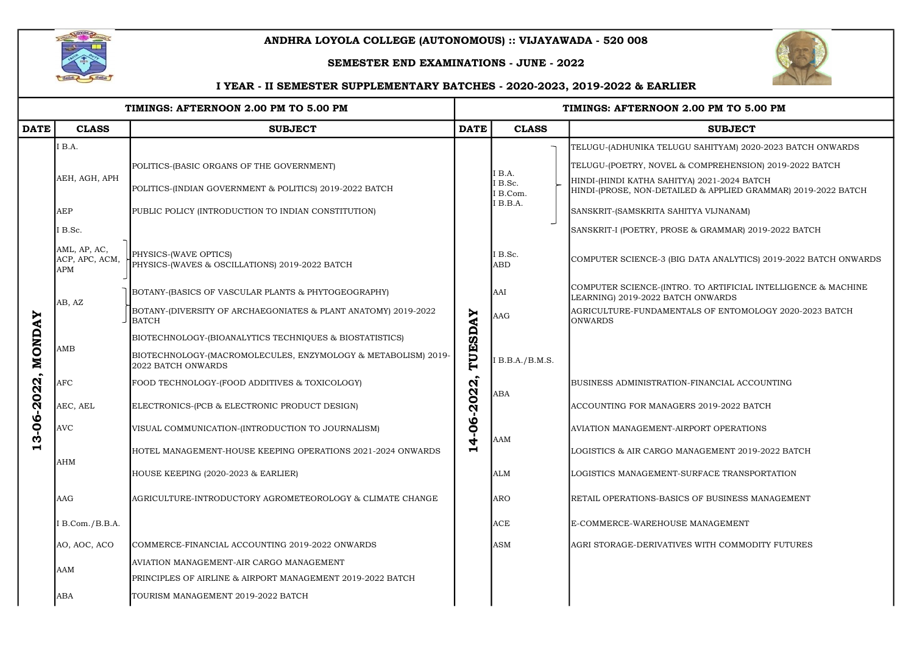# ANDHRA LOYOLA COLLEGE (AUTONOMOUS) :: VIJAYAWADA - 520 008

## SEMESTER END EXAMINATIONS - JUNE - 2022

## I YEAR - II SEMESTER SUPPLEMENTARY BATCHES - 2020-2023, 2019-2022 & EARLIER

**TIMINGS: AFTERNOON 2.00 PM TO 5.00 PM**

| DATE | CLASS | SUBJECT |
|---|---|---|
| 13-06-2022, MONDAY | I B.A. | |
| | AEH, AGH, APH | POLITICS-(BASIC ORGANS OF THE GOVERNMENT) |
| | | POLITICS-(INDIAN GOVERNMENT & POLITICS) 2019-2022 BATCH |
| | AEP | PUBLIC POLICY (INTRODUCTION TO INDIAN CONSTITUTION) |
| | I B.Sc. | |
| | AML, AP, AC, ACP, APC, ACM, APM | PHYSICS-(WAVE OPTICS) |
| | | PHYSICS-(WAVES & OSCILLATIONS) 2019-2022 BATCH |
| | AB, AZ | BOTANY-(BASICS OF VASCULAR PLANTS & PHYTOGEOGRAPHY) |
| | | BOTANY-(DIVERSITY OF ARCHAEGONIATES & PLANT ANATOMY) 2019-2022 BATCH |
| | AMB | BIOTECHNOLOGY-(BIOANALYTICS TECHNIQUES & BIOSTATISTICS) |
| | | BIOTECHNOLOGY-(MACROMOLECULES, ENZYMOLOGY & METABOLISM) 2019-2022 BATCH ONWARDS |
| | AFC | FOOD TECHNOLOGY-(FOOD ADDITIVES & TOXICOLOGY) |
| | AEC, AEL | ELECTRONICS-(PCB & ELECTRONIC PRODUCT DESIGN) |
| | AVC | VISUAL COMMUNICATION-(INTRODUCTION TO JOURNALISM) |
| | AHM | HOTEL MANAGEMENT-HOUSE KEEPING OPERATIONS 2021-2024 ONWARDS |
| | | HOUSE KEEPING (2020-2023 & EARLIER) |
| | AAG | AGRICULTURE-INTRODUCTORY AGROMETEOROLOGY & CLIMATE CHANGE |
| | I B.Com./B.B.A. | |
| | AO, AOC, ACO | COMMERCE-FINANCIAL ACCOUNTING 2019-2022 ONWARDS |
| | AAM | AVIATION MANAGEMENT-AIR CARGO MANAGEMENT |
| | | PRINCIPLES OF AIRLINE & AIRPORT MANAGEMENT 2019-2022 BATCH |
| | ABA | TOURISM MANAGEMENT 2019-2022 BATCH |

**TIMINGS: AFTERNOON 2.00 PM TO 5.00 PM**

| DATE | CLASS | SUBJECT |
|---|---|---|
| 14-06-2022, TUESDAY | I B.A. I B.Sc. I B.Com. I B.B.A. | TELUGU-(ADHUNIKA TELUGU SAHITYAM) 2020-2023 BATCH ONWARDS |
| | | TELUGU-(POETRY, NOVEL & COMPREHENSION) 2019-2022 BATCH |
| | | HINDI-(HINDI KATHA SAHITYA) 2021-2024 BATCH |
| | | HINDI-(PROSE, NON-DETAILED & APPLIED GRAMMAR) 2019-2022 BATCH |
| | | SANSKRIT-(SAMSKRITA SAHITYA VIJNANAM) |
| | | SANSKRIT-I (POETRY, PROSE & GRAMMAR) 2019-2022 BATCH |
| | I B.Sc. ABD | COMPUTER SCIENCE-3 (BIG DATA ANALYTICS) 2019-2022 BATCH ONWARDS |
| | AAI | COMPUTER SCIENCE-(INTRO. TO ARTIFICIAL INTELLIGENCE & MACHINE LEARNING) 2019-2022 BATCH ONWARDS |
| | AAG | AGRICULTURE-FUNDAMENTALS OF ENTOMOLOGY 2020-2023 BATCH ONWARDS |
| | I B.B.A./B.M.S. | |
| | ABA | BUSINESS ADMINISTRATION-FINANCIAL ACCOUNTING |
| | | ACCOUNTING FOR MANAGERS 2019-2022 BATCH |
| | AAM | AVIATION MANAGEMENT-AIRPORT OPERATIONS |
| | | LOGISTICS & AIR CARGO MANAGEMENT 2019-2022 BATCH |
| | ALM | LOGISTICS MANAGEMENT-SURFACE TRANSPORTATION |
| | ARO | RETAIL OPERATIONS-BASICS OF BUSINESS MANAGEMENT |
| | ACE | E-COMMERCE-WAREHOUSE MANAGEMENT |
| | ASM | AGRI STORAGE-DERIVATIVES WITH COMMODITY FUTURES |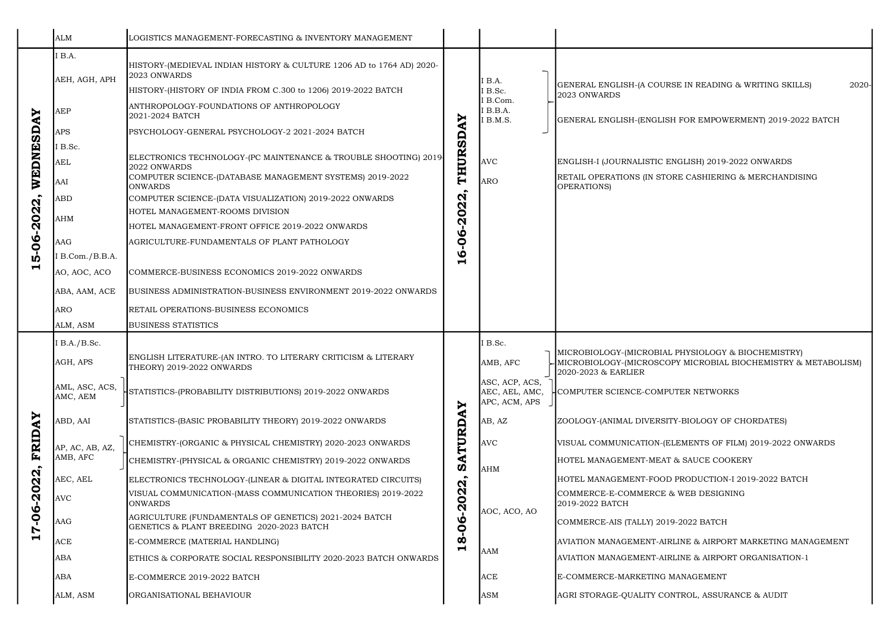| Date | Code | Subject | Date | Code | Subject |
|---|---|---|---|---|---|
| | ALM | LOGISTICS MANAGEMENT-FORECASTING & INVENTORY MANAGEMENT | | | |
| 15-06-2022, WEDNESDAY | I B.A. | | 16-06-2022, THURSDAY | I B.A. I B.Sc. I B.Com. I B.B.A. I B.M.S. | GENERAL ENGLISH-(A COURSE IN READING & WRITING SKILLS) 2020-2023 ONWARDS |
| | AEH, AGH, APH | HISTORY-(MEDIEVAL INDIAN HISTORY & CULTURE 1206 AD to 1764 AD) 2020-2023 ONWARDS | | | GENERAL ENGLISH-(ENGLISH FOR EMPOWERMENT) 2019-2022 BATCH |
| | | HISTORY-(HISTORY OF INDIA FROM C.300 to 1206) 2019-2022 BATCH | | | |
| | AEP | ANTHROPOLOGY-FOUNDATIONS OF ANTHROPOLOGY 2021-2024 BATCH | | | |
| | APS | PSYCHOLOGY-GENERAL PSYCHOLOGY-2 2021-2024 BATCH | | | |
| | I B.Sc. | | | | |
| | AEL | ELECTRONICS TECHNOLOGY-(PC MAINTENANCE & TROUBLE SHOOTING) 2019-2022 ONWARDS | | AVC | ENGLISH-I (JOURNALISTIC ENGLISH) 2019-2022 ONWARDS |
| | AAI | COMPUTER SCIENCE-(DATABASE MANAGEMENT SYSTEMS) 2019-2022 ONWARDS | | ARO | RETAIL OPERATIONS (IN STORE CASHIERING & MERCHANDISING OPERATIONS) |
| | ABD | COMPUTER SCIENCE-(DATA VISUALIZATION) 2019-2022 ONWARDS | | | |
| | AHM | HOTEL MANAGEMENT-ROOMS DIVISION | | | |
| | | HOTEL MANAGEMENT-FRONT OFFICE 2019-2022 ONWARDS | | | |
| | AAG | AGRICULTURE-FUNDAMENTALS OF PLANT PATHOLOGY | | | |
| | I B.Com./B.B.A. | | | | |
| | AO, AOC, ACO | COMMERCE-BUSINESS ECONOMICS 2019-2022 ONWARDS | | | |
| | ABA, AAM, ACE | BUSINESS ADMINISTRATION-BUSINESS ENVIRONMENT 2019-2022 ONWARDS | | | |
| | ARO | RETAIL OPERATIONS-BUSINESS ECONOMICS | | | |
| | ALM, ASM | BUSINESS STATISTICS | | | |
| 17-06-2022, FRIDAY | I B.A./B.Sc. | | 18-06-2022, SATURDAY | I B.Sc. | |
| | AGH, APS | ENGLISH LITERATURE-(AN INTRO. TO LITERARY CRITICISM & LITERARY THEORY) 2019-2022 ONWARDS | | AMB, AFC | MICROBIOLOGY-(MICROBIAL PHYSIOLOGY & BIOCHEMISTRY) MICROBIOLOGY-(MICROSCOPY MICROBIAL BIOCHEMISTRY & METABOLISM) 2020-2023 & EARLIER |
| | AML, ASC, ACS, AMC, AEM | STATISTICS-(PROBABILITY DISTRIBUTIONS) 2019-2022 ONWARDS | | ASC, ACP, ACS, AEC, AEL, AMC, APC, ACM, APS | COMPUTER SCIENCE-COMPUTER NETWORKS |
| | ABD, AAI | STATISTICS-(BASIC PROBABILITY THEORY) 2019-2022 ONWARDS | | AB, AZ | ZOOLOGY-(ANIMAL DIVERSITY-BIOLOGY OF CHORDATES) |
| | AP, AC, AB, AZ, AMB, AFC | CHEMISTRY-(ORGANIC & PHYSICAL CHEMISTRY) 2020-2023 ONWARDS | | AVC | VISUAL COMMUNICATION-(ELEMENTS OF FILM) 2019-2022 ONWARDS |
| | | CHEMISTRY-(PHYSICAL & ORGANIC CHEMISTRY) 2019-2022 ONWARDS | | AHM | HOTEL MANAGEMENT-MEAT & SAUCE COOKERY |
| | AEC, AEL | ELECTRONICS TECHNOLOGY-(LINEAR & DIGITAL INTEGRATED CIRCUITS) | | | HOTEL MANAGEMENT-FOOD PRODUCTION-I 2019-2022 BATCH |
| | AVC | VISUAL COMMUNICATION-(MASS COMMUNICATION THEORIES) 2019-2022 ONWARDS | | AOC, ACO, AO | COMMERCE-E-COMMERCE & WEB DESIGNING 2019-2022 BATCH |
| | AAG | AGRICULTURE (FUNDAMENTALS OF GENETICS) 2021-2024 BATCH GENETICS & PLANT BREEDING 2020-2023 BATCH | | | COMMERCE-AIS (TALLY) 2019-2022 BATCH |
| | ACE | E-COMMERCE (MATERIAL HANDLING) | | AAM | AVIATION MANAGEMENT-AIRLINE & AIRPORT MARKETING MANAGEMENT |
| | ABA | ETHICS & CORPORATE SOCIAL RESPONSIBILITY 2020-2023 BATCH ONWARDS | | | AVIATION MANAGEMENT-AIRLINE & AIRPORT ORGANISATION-1 |
| | ABA | E-COMMERCE 2019-2022 BATCH | | ACE | E-COMMERCE-MARKETING MANAGEMENT |
| | ALM, ASM | ORGANISATIONAL BEHAVIOUR | | ASM | AGRI STORAGE-QUALITY CONTROL, ASSURANCE & AUDIT |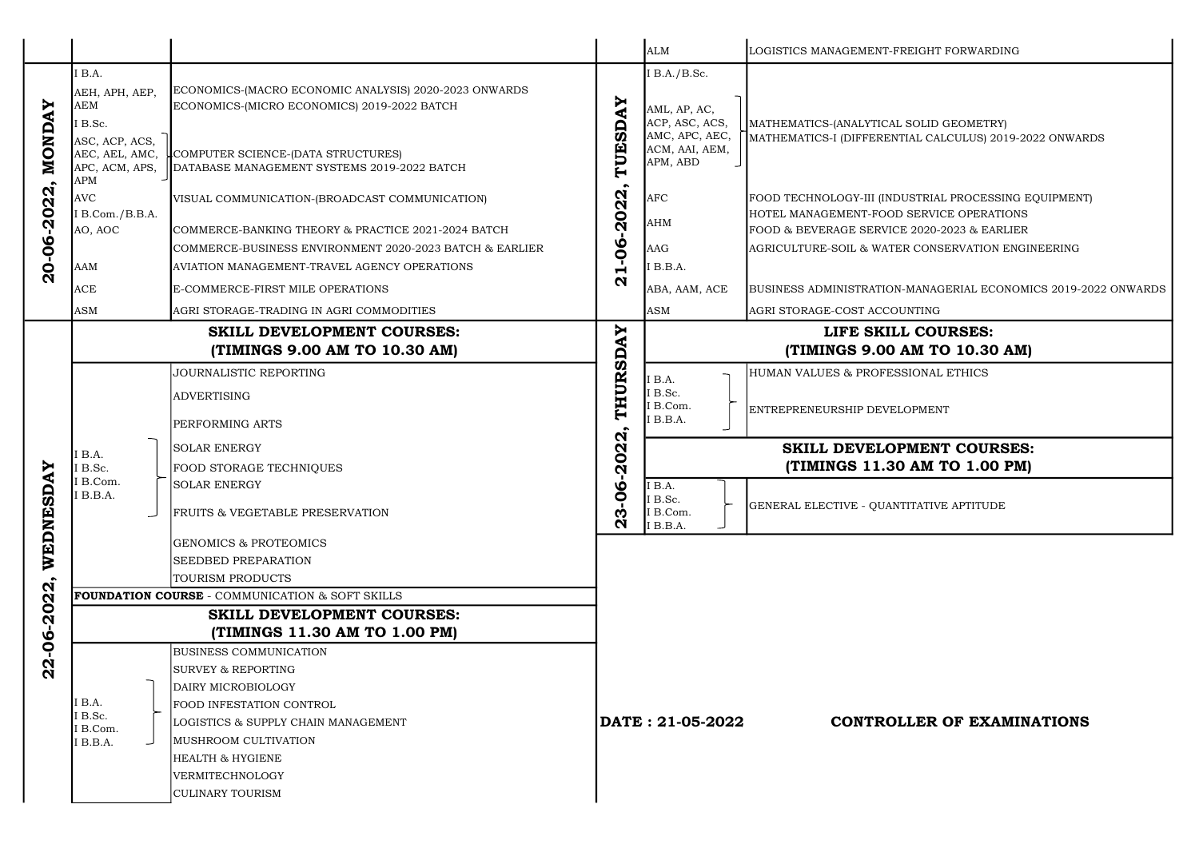| Date | Class / Code | Subject |
|---|---|---|
| | ALM | LOGISTICS MANAGEMENT-FREIGHT FORWARDING |
| 20-06-2022, MONDAY | I B.A. | |
| | AEH, APH, AEP, AEM | ECONOMICS-(MACRO ECONOMIC ANALYSIS) 2020-2023 ONWARDS<br>ECONOMICS-(MICRO ECONOMICS) 2019-2022 BATCH |
| | I B.Sc. | |
| | ASC, ACP, ACS, AEC, AEL, AMC, APC, ACM, APS, APM | COMPUTER SCIENCE-(DATA STRUCTURES)<br>DATABASE MANAGEMENT SYSTEMS 2019-2022 BATCH |
| | AVC | VISUAL COMMUNICATION-(BROADCAST COMMUNICATION) |
| | I B.Com./B.B.A. | |
| | AO, AOC | COMMERCE-BANKING THEORY & PRACTICE 2021-2024 BATCH<br>COMMERCE-BUSINESS ENVIRONMENT 2020-2023 BATCH & EARLIER |
| | AAM | AVIATION MANAGEMENT-TRAVEL AGENCY OPERATIONS |
| | ACE | E-COMMERCE-FIRST MILE OPERATIONS |
| | ASM | AGRI STORAGE-TRADING IN AGRI COMMODITIES |
| 21-06-2022, TUESDAY | I B.A./B.Sc. | |
| | AML, AP, AC, ACP, ASC, ACS, AMC, APC, AEC, ACM, AAI, AEM, APM, ABD | MATHEMATICS-(ANALYTICAL SOLID GEOMETRY)<br>MATHEMATICS-I (DIFFERENTIAL CALCULUS) 2019-2022 ONWARDS |
| | AFC | FOOD TECHNOLOGY-III (INDUSTRIAL PROCESSING EQUIPMENT) |
| | AHM | HOTEL MANAGEMENT-FOOD SERVICE OPERATIONS<br>FOOD & BEVERAGE SERVICE 2020-2023 & EARLIER |
| | AAG | AGRICULTURE-SOIL & WATER CONSERVATION ENGINEERING |
| | I B.B.A. | |
| | ABA, AAM, ACE | BUSINESS ADMINISTRATION-MANAGERIAL ECONOMICS 2019-2022 ONWARDS |
| | ASM | AGRI STORAGE-COST ACCOUNTING |

**22-06-2022, WEDNESDAY**

**SKILL DEVELOPMENT COURSES: (TIMINGS 9.00 AM TO 10.30 AM)**

| Class | Subject |
|---|---|
| I B.A.<br>I B.Sc.<br>I B.Com.<br>I B.B.A. | JOURNALISTIC REPORTING<br>ADVERTISING<br>PERFORMING ARTS<br>SOLAR ENERGY<br>FOOD STORAGE TECHNIQUES<br>SOLAR ENERGY<br>FRUITS & VEGETABLE PRESERVATION<br>GENOMICS & PROTEOMICS<br>SEEDBED PREPARATION<br>TOURISM PRODUCTS |

**FOUNDATION COURSE** - COMMUNICATION & SOFT SKILLS

**SKILL DEVELOPMENT COURSES: (TIMINGS 11.30 AM TO 1.00 PM)**

| Class | Subject |
|---|---|
| I B.A.<br>I B.Sc.<br>I B.Com.<br>I B.B.A. | BUSINESS COMMUNICATION<br>SURVEY & REPORTING<br>DAIRY MICROBIOLOGY<br>FOOD INFESTATION CONTROL<br>LOGISTICS & SUPPLY CHAIN MANAGEMENT<br>MUSHROOM CULTIVATION<br>HEALTH & HYGIENE<br>VERMITECHNOLOGY<br>CULINARY TOURISM |

**23-06-2022, THURSDAY**

**LIFE SKILL COURSES: (TIMINGS 9.00 AM TO 10.30 AM)**

| Class | Subject |
|---|---|
| I B.A.<br>I B.Sc.<br>I B.Com.<br>I B.B.A. | HUMAN VALUES & PROFESSIONAL ETHICS<br>ENTREPRENEURSHIP DEVELOPMENT |

**SKILL DEVELOPMENT COURSES: (TIMINGS 11.30 AM TO 1.00 PM)**

| Class | Subject |
|---|---|
| I B.A.<br>I B.Sc.<br>I B.Com.<br>I B.B.A. | GENERAL ELECTIVE - QUANTITATIVE APTITUDE |

**DATE : 21-05-2022** **CONTROLLER OF EXAMINATIONS**